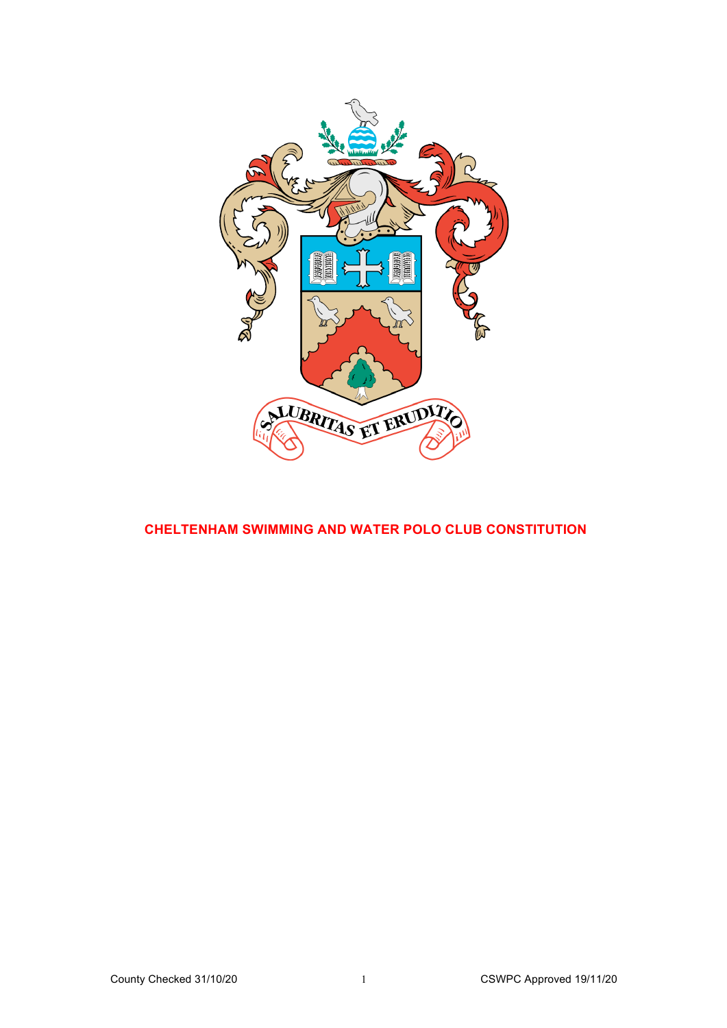# CHELTENHAM SWIMMING AND WATER POLO CLUB CONSTITUTION

County Checked 31/10/20

CSWPC Approved 19/11/20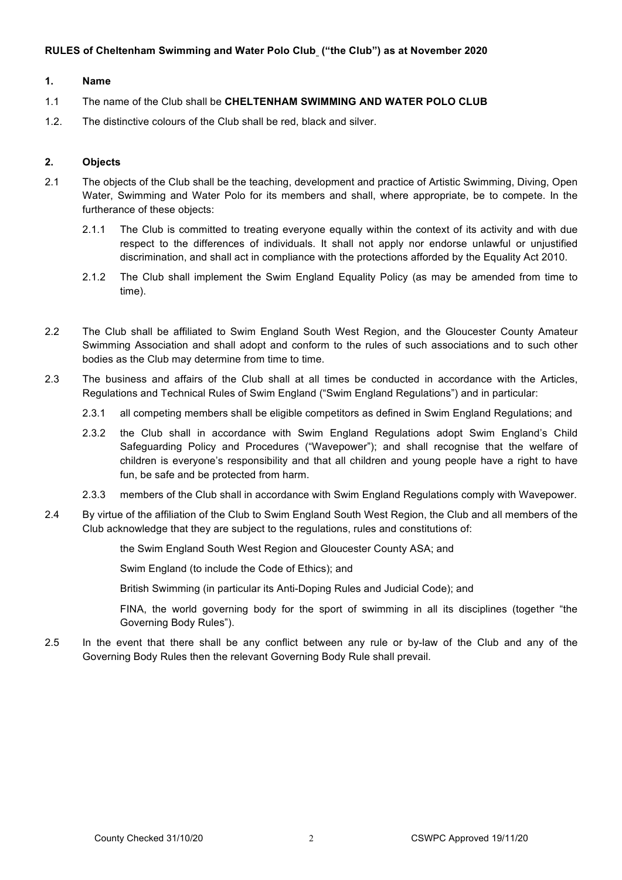**RULES of Cheltenham Swimming and Water Polo Club ("the Club") as at November 2020**

**1. Name**

1.1 The name of the Club shall be **CHELTENHAM SWIMMING AND WATER POLO CLUB**

1.2. The distinctive colours of the Club shall be red, black and silver.

**2. Objects**

2.1 The objects of the Club shall be the teaching, development and practice of Artistic Swimming, Diving, Open Water, Swimming and Water Polo for its members and shall, where appropriate, be to compete. In the furtherance of these objects:

2.1.1 The Club is committed to treating everyone equally within the context of its activity and with due respect to the differences of individuals. It shall not apply nor endorse unlawful or unjustified discrimination, and shall act in compliance with the protections afforded by the Equality Act 2010.

2.1.2 The Club shall implement the Swim England Equality Policy (as may be amended from time to time).

2.2 The Club shall be affiliated to Swim England South West Region, and the Gloucester County Amateur Swimming Association and shall adopt and conform to the rules of such associations and to such other bodies as the Club may determine from time to time.

2.3 The business and affairs of the Club shall at all times be conducted in accordance with the Articles, Regulations and Technical Rules of Swim England ("Swim England Regulations") and in particular:

2.3.1 all competing members shall be eligible competitors as defined in Swim England Regulations; and

2.3.2 the Club shall in accordance with Swim England Regulations adopt Swim England's Child Safeguarding Policy and Procedures ("Wavepower"); and shall recognise that the welfare of children is everyone's responsibility and that all children and young people have a right to have fun, be safe and be protected from harm.

2.3.3 members of the Club shall in accordance with Swim England Regulations comply with Wavepower.

2.4 By virtue of the affiliation of the Club to Swim England South West Region, the Club and all members of the Club acknowledge that they are subject to the regulations, rules and constitutions of:

the Swim England South West Region and Gloucester County ASA; and

Swim England (to include the Code of Ethics); and

British Swimming (in particular its Anti-Doping Rules and Judicial Code); and

FINA, the world governing body for the sport of swimming in all its disciplines (together "the Governing Body Rules").

2.5 In the event that there shall be any conflict between any rule or by-law of the Club and any of the Governing Body Rules then the relevant Governing Body Rule shall prevail.

County Checked 31/10/20 CSWPC Approved 19/11/20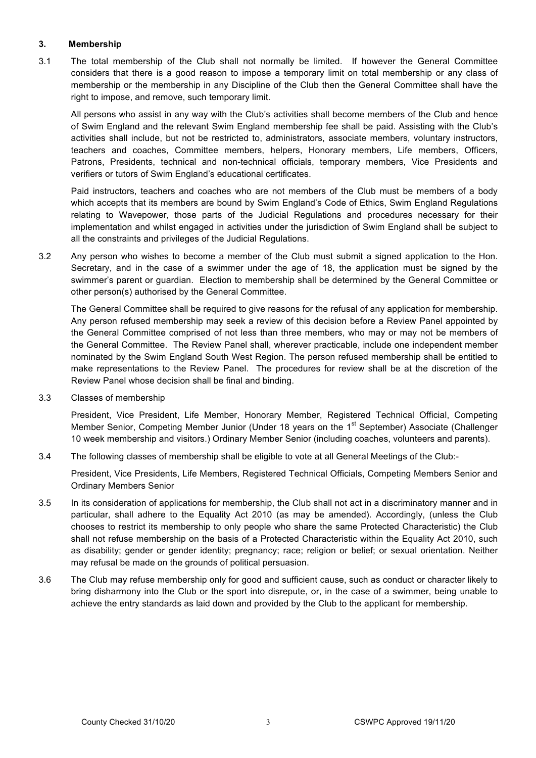### 3. Membership

3.1 The total membership of the Club shall not normally be limited. If however the General Committee considers that there is a good reason to impose a temporary limit on total membership or any class of membership or the membership in any Discipline of the Club then the General Committee shall have the right to impose, and remove, such temporary limit.

All persons who assist in any way with the Club's activities shall become members of the Club and hence of Swim England and the relevant Swim England membership fee shall be paid. Assisting with the Club's activities shall include, but not be restricted to, administrators, associate members, voluntary instructors, teachers and coaches, Committee members, helpers, Honorary members, Life members, Officers, Patrons, Presidents, technical and non-technical officials, temporary members, Vice Presidents and verifiers or tutors of Swim England's educational certificates.

Paid instructors, teachers and coaches who are not members of the Club must be members of a body which accepts that its members are bound by Swim England's Code of Ethics, Swim England Regulations relating to Wavepower, those parts of the Judicial Regulations and procedures necessary for their implementation and whilst engaged in activities under the jurisdiction of Swim England shall be subject to all the constraints and privileges of the Judicial Regulations.

3.2 Any person who wishes to become a member of the Club must submit a signed application to the Hon. Secretary, and in the case of a swimmer under the age of 18, the application must be signed by the swimmer's parent or guardian. Election to membership shall be determined by the General Committee or other person(s) authorised by the General Committee.

The General Committee shall be required to give reasons for the refusal of any application for membership. Any person refused membership may seek a review of this decision before a Review Panel appointed by the General Committee comprised of not less than three members, who may or may not be members of the General Committee. The Review Panel shall, wherever practicable, include one independent member nominated by the Swim England South West Region. The person refused membership shall be entitled to make representations to the Review Panel. The procedures for review shall be at the discretion of the Review Panel whose decision shall be final and binding.

3.3 Classes of membership

President, Vice President, Life Member, Honorary Member, Registered Technical Official, Competing Member Senior, Competing Member Junior (Under 18 years on the 1st September) Associate (Challenger 10 week membership and visitors.) Ordinary Member Senior (including coaches, volunteers and parents).

3.4 The following classes of membership shall be eligible to vote at all General Meetings of the Club:-

President, Vice Presidents, Life Members, Registered Technical Officials, Competing Members Senior and Ordinary Members Senior

3.5 In its consideration of applications for membership, the Club shall not act in a discriminatory manner and in particular, shall adhere to the Equality Act 2010 (as may be amended). Accordingly, (unless the Club chooses to restrict its membership to only people who share the same Protected Characteristic) the Club shall not refuse membership on the basis of a Protected Characteristic within the Equality Act 2010, such as disability; gender or gender identity; pregnancy; race; religion or belief; or sexual orientation. Neither may refusal be made on the grounds of political persuasion.

3.6 The Club may refuse membership only for good and sufficient cause, such as conduct or character likely to bring disharmony into the Club or the sport into disrepute, or, in the case of a swimmer, being unable to achieve the entry standards as laid down and provided by the Club to the applicant for membership.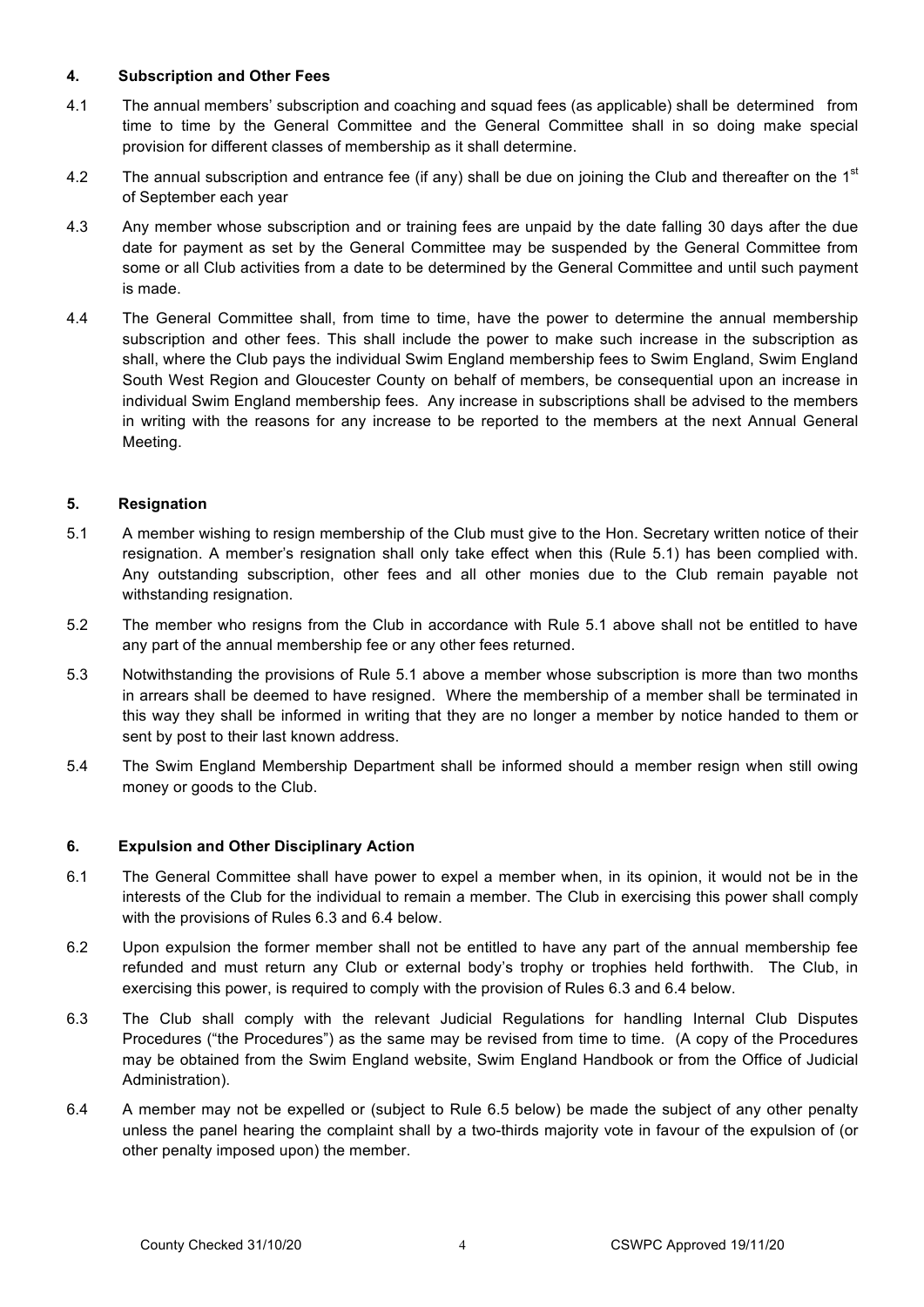## 4. Subscription and Other Fees

4.1 The annual members' subscription and coaching and squad fees (as applicable) shall be determined from time to time by the General Committee and the General Committee shall in so doing make special provision for different classes of membership as it shall determine.

4.2 The annual subscription and entrance fee (if any) shall be due on joining the Club and thereafter on the 1st of September each year

4.3 Any member whose subscription and or training fees are unpaid by the date falling 30 days after the due date for payment as set by the General Committee may be suspended by the General Committee from some or all Club activities from a date to be determined by the General Committee and until such payment is made.

4.4 The General Committee shall, from time to time, have the power to determine the annual membership subscription and other fees. This shall include the power to make such increase in the subscription as shall, where the Club pays the individual Swim England membership fees to Swim England, Swim England South West Region and Gloucester County on behalf of members, be consequential upon an increase in individual Swim England membership fees. Any increase in subscriptions shall be advised to the members in writing with the reasons for any increase to be reported to the members at the next Annual General Meeting.

## 5. Resignation

5.1 A member wishing to resign membership of the Club must give to the Hon. Secretary written notice of their resignation. A member's resignation shall only take effect when this (Rule 5.1) has been complied with. Any outstanding subscription, other fees and all other monies due to the Club remain payable not withstanding resignation.

5.2 The member who resigns from the Club in accordance with Rule 5.1 above shall not be entitled to have any part of the annual membership fee or any other fees returned.

5.3 Notwithstanding the provisions of Rule 5.1 above a member whose subscription is more than two months in arrears shall be deemed to have resigned. Where the membership of a member shall be terminated in this way they shall be informed in writing that they are no longer a member by notice handed to them or sent by post to their last known address.

5.4 The Swim England Membership Department shall be informed should a member resign when still owing money or goods to the Club.

## 6. Expulsion and Other Disciplinary Action

6.1 The General Committee shall have power to expel a member when, in its opinion, it would not be in the interests of the Club for the individual to remain a member. The Club in exercising this power shall comply with the provisions of Rules 6.3 and 6.4 below.

6.2 Upon expulsion the former member shall not be entitled to have any part of the annual membership fee refunded and must return any Club or external body's trophy or trophies held forthwith. The Club, in exercising this power, is required to comply with the provision of Rules 6.3 and 6.4 below.

6.3 The Club shall comply with the relevant Judicial Regulations for handling Internal Club Disputes Procedures ("the Procedures") as the same may be revised from time to time. (A copy of the Procedures may be obtained from the Swim England website, Swim England Handbook or from the Office of Judicial Administration).

6.4 A member may not be expelled or (subject to Rule 6.5 below) be made the subject of any other penalty unless the panel hearing the complaint shall by a two-thirds majority vote in favour of the expulsion of (or other penalty imposed upon) the member.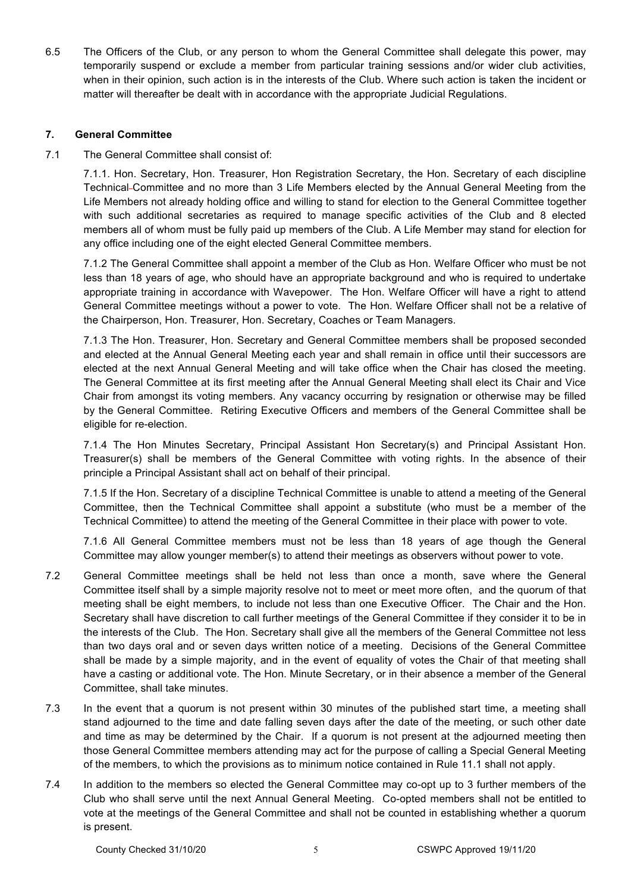6.5 The Officers of the Club, or any person to whom the General Committee shall delegate this power, may temporarily suspend or exclude a member from particular training sessions and/or wider club activities, when in their opinion, such action is in the interests of the Club. Where such action is taken the incident or matter will thereafter be dealt with in accordance with the appropriate Judicial Regulations.

## 7. General Committee

7.1 The General Committee shall consist of:

7.1.1. Hon. Secretary, Hon. Treasurer, Hon Registration Secretary, the Hon. Secretary of each discipline Technical Committee and no more than 3 Life Members elected by the Annual General Meeting from the Life Members not already holding office and willing to stand for election to the General Committee together with such additional secretaries as required to manage specific activities of the Club and 8 elected members all of whom must be fully paid up members of the Club. A Life Member may stand for election for any office including one of the eight elected General Committee members.

7.1.2 The General Committee shall appoint a member of the Club as Hon. Welfare Officer who must be not less than 18 years of age, who should have an appropriate background and who is required to undertake appropriate training in accordance with Wavepower. The Hon. Welfare Officer will have a right to attend General Committee meetings without a power to vote. The Hon. Welfare Officer shall not be a relative of the Chairperson, Hon. Treasurer, Hon. Secretary, Coaches or Team Managers.

7.1.3 The Hon. Treasurer, Hon. Secretary and General Committee members shall be proposed seconded and elected at the Annual General Meeting each year and shall remain in office until their successors are elected at the next Annual General Meeting and will take office when the Chair has closed the meeting. The General Committee at its first meeting after the Annual General Meeting shall elect its Chair and Vice Chair from amongst its voting members. Any vacancy occurring by resignation or otherwise may be filled by the General Committee. Retiring Executive Officers and members of the General Committee shall be eligible for re-election.

7.1.4 The Hon Minutes Secretary, Principal Assistant Hon Secretary(s) and Principal Assistant Hon. Treasurer(s) shall be members of the General Committee with voting rights. In the absence of their principle a Principal Assistant shall act on behalf of their principal.

7.1.5 If the Hon. Secretary of a discipline Technical Committee is unable to attend a meeting of the General Committee, then the Technical Committee shall appoint a substitute (who must be a member of the Technical Committee) to attend the meeting of the General Committee in their place with power to vote.

7.1.6 All General Committee members must not be less than 18 years of age though the General Committee may allow younger member(s) to attend their meetings as observers without power to vote.

7.2 General Committee meetings shall be held not less than once a month, save where the General Committee itself shall by a simple majority resolve not to meet or meet more often, and the quorum of that meeting shall be eight members, to include not less than one Executive Officer. The Chair and the Hon. Secretary shall have discretion to call further meetings of the General Committee if they consider it to be in the interests of the Club. The Hon. Secretary shall give all the members of the General Committee not less than two days oral and or seven days written notice of a meeting. Decisions of the General Committee shall be made by a simple majority, and in the event of equality of votes the Chair of that meeting shall have a casting or additional vote. The Hon. Minute Secretary, or in their absence a member of the General Committee, shall take minutes.

7.3 In the event that a quorum is not present within 30 minutes of the published start time, a meeting shall stand adjourned to the time and date falling seven days after the date of the meeting, or such other date and time as may be determined by the Chair. If a quorum is not present at the adjourned meeting then those General Committee members attending may act for the purpose of calling a Special General Meeting of the members, to which the provisions as to minimum notice contained in Rule 11.1 shall not apply.

7.4 In addition to the members so elected the General Committee may co-opt up to 3 further members of the Club who shall serve until the next Annual General Meeting. Co-opted members shall not be entitled to vote at the meetings of the General Committee and shall not be counted in establishing whether a quorum is present.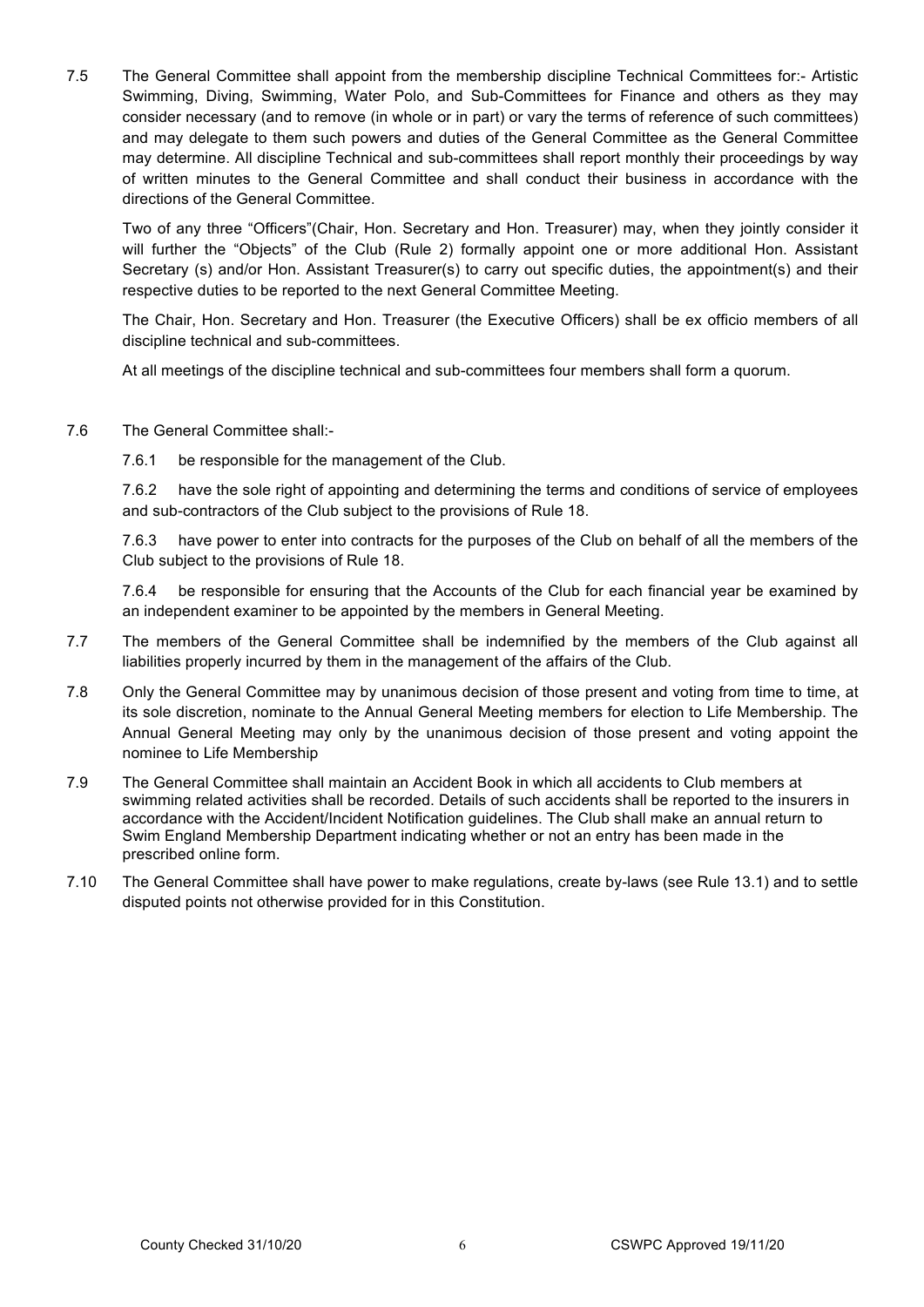7.5 The General Committee shall appoint from the membership discipline Technical Committees for:- Artistic Swimming, Diving, Swimming, Water Polo, and Sub-Committees for Finance and others as they may consider necessary (and to remove (in whole or in part) or vary the terms of reference of such committees) and may delegate to them such powers and duties of the General Committee as the General Committee may determine. All discipline Technical and sub-committees shall report monthly their proceedings by way of written minutes to the General Committee and shall conduct their business in accordance with the directions of the General Committee.

Two of any three "Officers"(Chair, Hon. Secretary and Hon. Treasurer) may, when they jointly consider it will further the "Objects" of the Club (Rule 2) formally appoint one or more additional Hon. Assistant Secretary (s) and/or Hon. Assistant Treasurer(s) to carry out specific duties, the appointment(s) and their respective duties to be reported to the next General Committee Meeting.

The Chair, Hon. Secretary and Hon. Treasurer (the Executive Officers) shall be ex officio members of all discipline technical and sub-committees.

At all meetings of the discipline technical and sub-committees four members shall form a quorum.

7.6 The General Committee shall:-

7.6.1 be responsible for the management of the Club.

7.6.2 have the sole right of appointing and determining the terms and conditions of service of employees and sub-contractors of the Club subject to the provisions of Rule 18.

7.6.3 have power to enter into contracts for the purposes of the Club on behalf of all the members of the Club subject to the provisions of Rule 18.

7.6.4 be responsible for ensuring that the Accounts of the Club for each financial year be examined by an independent examiner to be appointed by the members in General Meeting.

7.7 The members of the General Committee shall be indemnified by the members of the Club against all liabilities properly incurred by them in the management of the affairs of the Club.

7.8 Only the General Committee may by unanimous decision of those present and voting from time to time, at its sole discretion, nominate to the Annual General Meeting members for election to Life Membership. The Annual General Meeting may only by the unanimous decision of those present and voting appoint the nominee to Life Membership

7.9 The General Committee shall maintain an Accident Book in which all accidents to Club members at swimming related activities shall be recorded. Details of such accidents shall be reported to the insurers in accordance with the Accident/Incident Notification guidelines. The Club shall make an annual return to Swim England Membership Department indicating whether or not an entry has been made in the prescribed online form.

7.10 The General Committee shall have power to make regulations, create by-laws (see Rule 13.1) and to settle disputed points not otherwise provided for in this Constitution.

County Checked 31/10/20 CSWPC Approved 19/11/20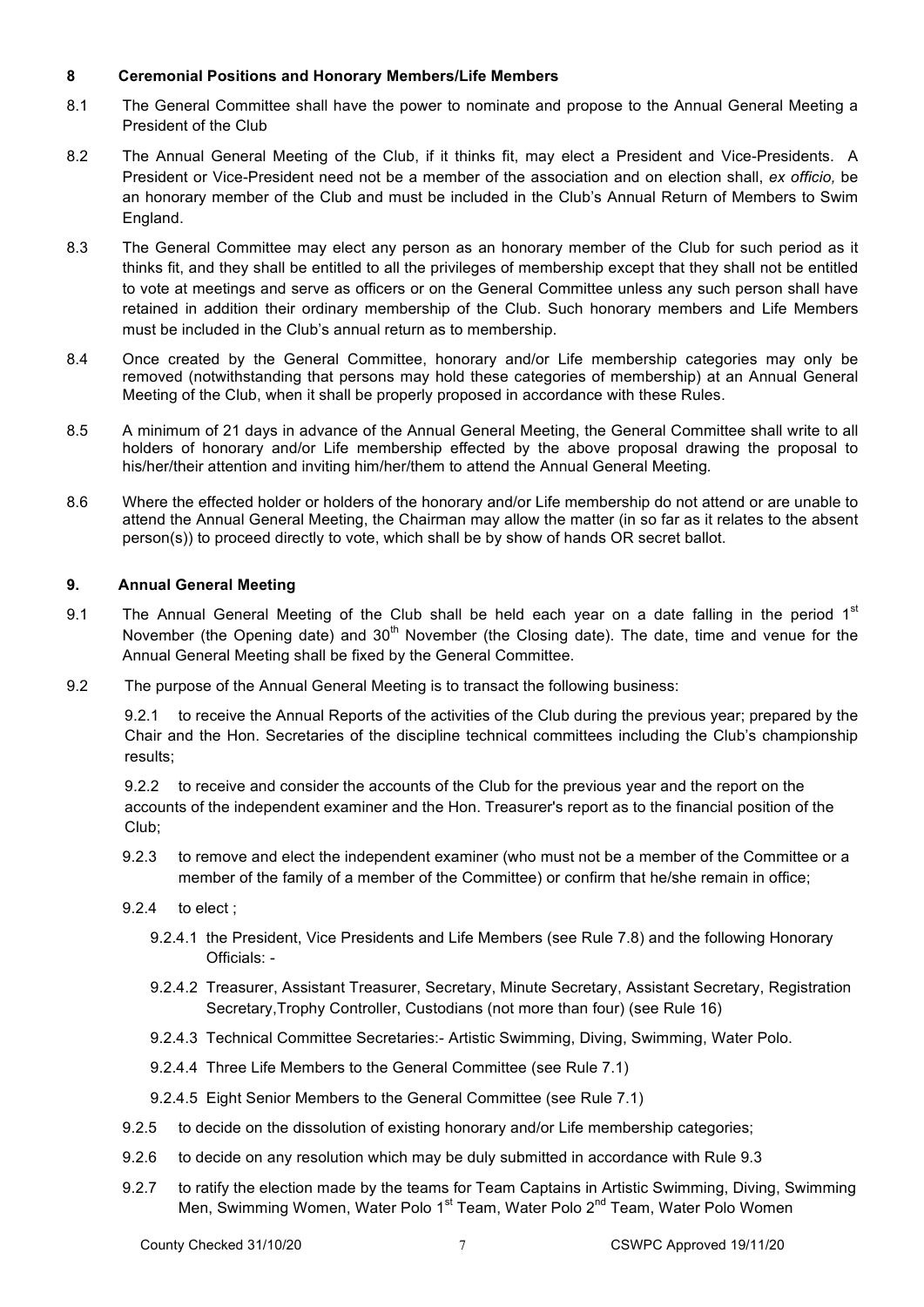## 8 Ceremonial Positions and Honorary Members/Life Members

8.1 The General Committee shall have the power to nominate and propose to the Annual General Meeting a President of the Club

8.2 The Annual General Meeting of the Club, if it thinks fit, may elect a President and Vice-Presidents. A President or Vice-President need not be a member of the association and on election shall, *ex officio,* be an honorary member of the Club and must be included in the Club's Annual Return of Members to Swim England.

8.3 The General Committee may elect any person as an honorary member of the Club for such period as it thinks fit, and they shall be entitled to all the privileges of membership except that they shall not be entitled to vote at meetings and serve as officers or on the General Committee unless any such person shall have retained in addition their ordinary membership of the Club. Such honorary members and Life Members must be included in the Club's annual return as to membership.

8.4 Once created by the General Committee, honorary and/or Life membership categories may only be removed (notwithstanding that persons may hold these categories of membership) at an Annual General Meeting of the Club, when it shall be properly proposed in accordance with these Rules.

8.5 A minimum of 21 days in advance of the Annual General Meeting, the General Committee shall write to all holders of honorary and/or Life membership effected by the above proposal drawing the proposal to his/her/their attention and inviting him/her/them to attend the Annual General Meeting.

8.6 Where the effected holder or holders of the honorary and/or Life membership do not attend or are unable to attend the Annual General Meeting, the Chairman may allow the matter (in so far as it relates to the absent person(s)) to proceed directly to vote, which shall be by show of hands OR secret ballot.

## 9. Annual General Meeting

9.1 The Annual General Meeting of the Club shall be held each year on a date falling in the period 1st November (the Opening date) and 30th November (the Closing date). The date, time and venue for the Annual General Meeting shall be fixed by the General Committee.

9.2 The purpose of the Annual General Meeting is to transact the following business:

9.2.1 to receive the Annual Reports of the activities of the Club during the previous year; prepared by the Chair and the Hon. Secretaries of the discipline technical committees including the Club's championship results;

9.2.2 to receive and consider the accounts of the Club for the previous year and the report on the accounts of the independent examiner and the Hon. Treasurer's report as to the financial position of the Club;

9.2.3 to remove and elect the independent examiner (who must not be a member of the Committee or a member of the family of a member of the Committee) or confirm that he/she remain in office;

9.2.4 to elect ;

9.2.4.1 the President, Vice Presidents and Life Members (see Rule 7.8) and the following Honorary Officials: -

9.2.4.2 Treasurer, Assistant Treasurer, Secretary, Minute Secretary, Assistant Secretary, Registration Secretary,Trophy Controller, Custodians (not more than four) (see Rule 16)

9.2.4.3 Technical Committee Secretaries:- Artistic Swimming, Diving, Swimming, Water Polo.

9.2.4.4 Three Life Members to the General Committee (see Rule 7.1)

9.2.4.5 Eight Senior Members to the General Committee (see Rule 7.1)

9.2.5 to decide on the dissolution of existing honorary and/or Life membership categories;

9.2.6 to decide on any resolution which may be duly submitted in accordance with Rule 9.3

9.2.7 to ratify the election made by the teams for Team Captains in Artistic Swimming, Diving, Swimming Men, Swimming Women, Water Polo 1st Team, Water Polo 2nd Team, Water Polo Women

County Checked 31/10/20 CSWPC Approved 19/11/20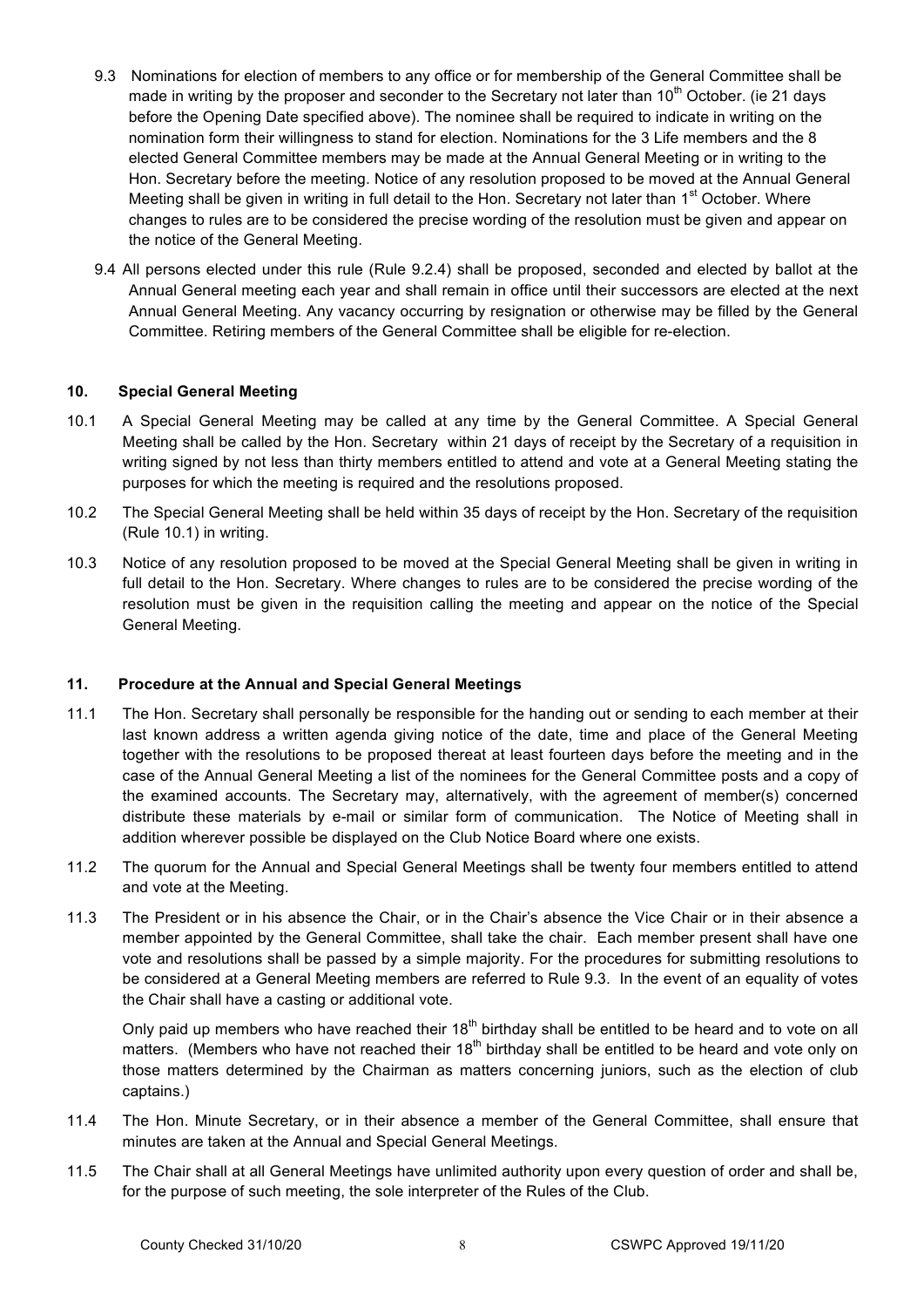9.3 Nominations for election of members to any office or for membership of the General Committee shall be made in writing by the proposer and seconder to the Secretary not later than 10th October. (ie 21 days before the Opening Date specified above). The nominee shall be required to indicate in writing on the nomination form their willingness to stand for election. Nominations for the 3 Life members and the 8 elected General Committee members may be made at the Annual General Meeting or in writing to the Hon. Secretary before the meeting. Notice of any resolution proposed to be moved at the Annual General Meeting shall be given in writing in full detail to the Hon. Secretary not later than 1st October. Where changes to rules are to be considered the precise wording of the resolution must be given and appear on the notice of the General Meeting.

9.4 All persons elected under this rule (Rule 9.2.4) shall be proposed, seconded and elected by ballot at the Annual General meeting each year and shall remain in office until their successors are elected at the next Annual General Meeting. Any vacancy occurring by resignation or otherwise may be filled by the General Committee. Retiring members of the General Committee shall be eligible for re-election.

## 10. Special General Meeting

10.1 A Special General Meeting may be called at any time by the General Committee. A Special General Meeting shall be called by the Hon. Secretary within 21 days of receipt by the Secretary of a requisition in writing signed by not less than thirty members entitled to attend and vote at a General Meeting stating the purposes for which the meeting is required and the resolutions proposed.

10.2 The Special General Meeting shall be held within 35 days of receipt by the Hon. Secretary of the requisition (Rule 10.1) in writing.

10.3 Notice of any resolution proposed to be moved at the Special General Meeting shall be given in writing in full detail to the Hon. Secretary. Where changes to rules are to be considered the precise wording of the resolution must be given in the requisition calling the meeting and appear on the notice of the Special General Meeting.

## 11. Procedure at the Annual and Special General Meetings

11.1 The Hon. Secretary shall personally be responsible for the handing out or sending to each member at their last known address a written agenda giving notice of the date, time and place of the General Meeting together with the resolutions to be proposed thereat at least fourteen days before the meeting and in the case of the Annual General Meeting a list of the nominees for the General Committee posts and a copy of the examined accounts. The Secretary may, alternatively, with the agreement of member(s) concerned distribute these materials by e-mail or similar form of communication. The Notice of Meeting shall in addition wherever possible be displayed on the Club Notice Board where one exists.

11.2 The quorum for the Annual and Special General Meetings shall be twenty four members entitled to attend and vote at the Meeting.

11.3 The President or in his absence the Chair, or in the Chair's absence the Vice Chair or in their absence a member appointed by the General Committee, shall take the chair. Each member present shall have one vote and resolutions shall be passed by a simple majority. For the procedures for submitting resolutions to be considered at a General Meeting members are referred to Rule 9.3. In the event of an equality of votes the Chair shall have a casting or additional vote.

Only paid up members who have reached their 18th birthday shall be entitled to be heard and to vote on all matters. (Members who have not reached their 18th birthday shall be entitled to be heard and vote only on those matters determined by the Chairman as matters concerning juniors, such as the election of club captains.)

11.4 The Hon. Minute Secretary, or in their absence a member of the General Committee, shall ensure that minutes are taken at the Annual and Special General Meetings.

11.5 The Chair shall at all General Meetings have unlimited authority upon every question of order and shall be, for the purpose of such meeting, the sole interpreter of the Rules of the Club.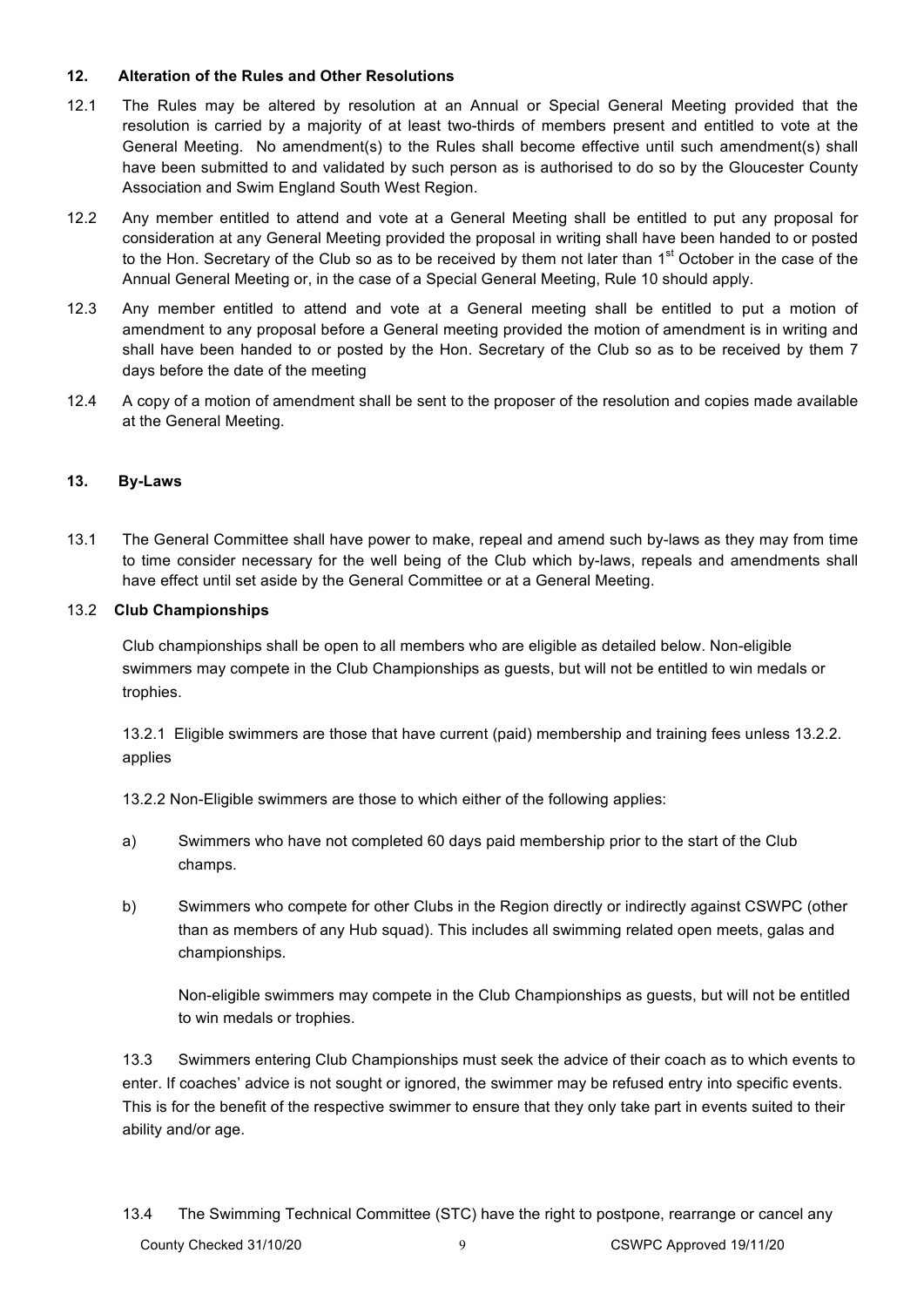## 12. Alteration of the Rules and Other Resolutions

12.1 The Rules may be altered by resolution at an Annual or Special General Meeting provided that the resolution is carried by a majority of at least two-thirds of members present and entitled to vote at the General Meeting. No amendment(s) to the Rules shall become effective until such amendment(s) shall have been submitted to and validated by such person as is authorised to do so by the Gloucester County Association and Swim England South West Region.

12.2 Any member entitled to attend and vote at a General Meeting shall be entitled to put any proposal for consideration at any General Meeting provided the proposal in writing shall have been handed to or posted to the Hon. Secretary of the Club so as to be received by them not later than 1st October in the case of the Annual General Meeting or, in the case of a Special General Meeting, Rule 10 should apply.

12.3 Any member entitled to attend and vote at a General meeting shall be entitled to put a motion of amendment to any proposal before a General meeting provided the motion of amendment is in writing and shall have been handed to or posted by the Hon. Secretary of the Club so as to be received by them 7 days before the date of the meeting

12.4 A copy of a motion of amendment shall be sent to the proposer of the resolution and copies made available at the General Meeting.

## 13. By-Laws

13.1 The General Committee shall have power to make, repeal and amend such by-laws as they may from time to time consider necessary for the well being of the Club which by-laws, repeals and amendments shall have effect until set aside by the General Committee or at a General Meeting.

### 13.2 Club Championships

Club championships shall be open to all members who are eligible as detailed below. Non-eligible swimmers may compete in the Club Championships as guests, but will not be entitled to win medals or trophies.

13.2.1 Eligible swimmers are those that have current (paid) membership and training fees unless 13.2.2. applies

13.2.2 Non-Eligible swimmers are those to which either of the following applies:

a) Swimmers who have not completed 60 days paid membership prior to the start of the Club champs.

b) Swimmers who compete for other Clubs in the Region directly or indirectly against CSWPC (other than as members of any Hub squad). This includes all swimming related open meets, galas and championships.

Non-eligible swimmers may compete in the Club Championships as guests, but will not be entitled to win medals or trophies.

13.3 Swimmers entering Club Championships must seek the advice of their coach as to which events to enter. If coaches' advice is not sought or ignored, the swimmer may be refused entry into specific events. This is for the benefit of the respective swimmer to ensure that they only take part in events suited to their ability and/or age.

13.4 The Swimming Technical Committee (STC) have the right to postpone, rearrange or cancel any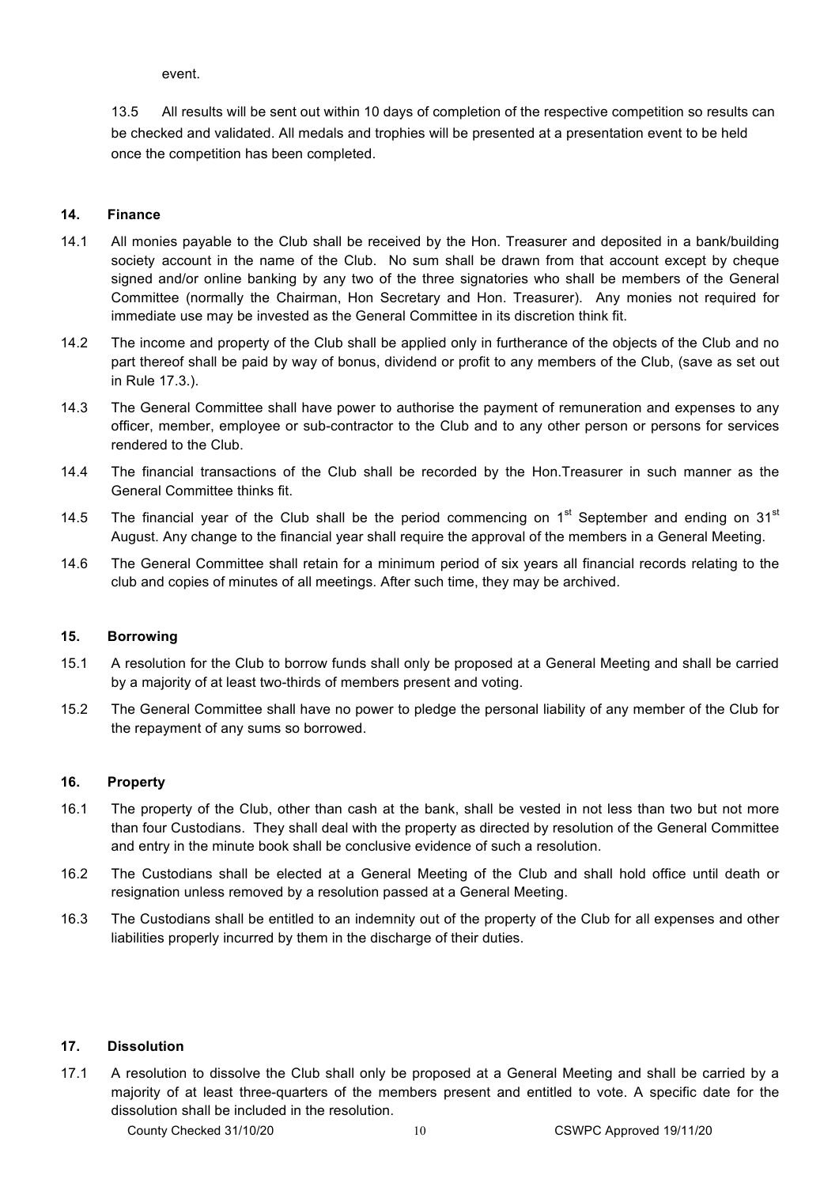event.

13.5 All results will be sent out within 10 days of completion of the respective competition so results can be checked and validated. All medals and trophies will be presented at a presentation event to be held once the competition has been completed.

**14. Finance**

14.1 All monies payable to the Club shall be received by the Hon. Treasurer and deposited in a bank/building society account in the name of the Club. No sum shall be drawn from that account except by cheque signed and/or online banking by any two of the three signatories who shall be members of the General Committee (normally the Chairman, Hon Secretary and Hon. Treasurer). Any monies not required for immediate use may be invested as the General Committee in its discretion think fit.

14.2 The income and property of the Club shall be applied only in furtherance of the objects of the Club and no part thereof shall be paid by way of bonus, dividend or profit to any members of the Club, (save as set out in Rule 17.3.).

14.3 The General Committee shall have power to authorise the payment of remuneration and expenses to any officer, member, employee or sub-contractor to the Club and to any other person or persons for services rendered to the Club.

14.4 The financial transactions of the Club shall be recorded by the Hon.Treasurer in such manner as the General Committee thinks fit.

14.5 The financial year of the Club shall be the period commencing on 1st September and ending on 31st August. Any change to the financial year shall require the approval of the members in a General Meeting.

14.6 The General Committee shall retain for a minimum period of six years all financial records relating to the club and copies of minutes of all meetings. After such time, they may be archived.

**15. Borrowing**

15.1 A resolution for the Club to borrow funds shall only be proposed at a General Meeting and shall be carried by a majority of at least two-thirds of members present and voting.

15.2 The General Committee shall have no power to pledge the personal liability of any member of the Club for the repayment of any sums so borrowed.

**16. Property**

16.1 The property of the Club, other than cash at the bank, shall be vested in not less than two but not more than four Custodians. They shall deal with the property as directed by resolution of the General Committee and entry in the minute book shall be conclusive evidence of such a resolution.

16.2 The Custodians shall be elected at a General Meeting of the Club and shall hold office until death or resignation unless removed by a resolution passed at a General Meeting.

16.3 The Custodians shall be entitled to an indemnity out of the property of the Club for all expenses and other liabilities properly incurred by them in the discharge of their duties.

**17. Dissolution**

17.1 A resolution to dissolve the Club shall only be proposed at a General Meeting and shall be carried by a majority of at least three-quarters of the members present and entitled to vote. A specific date for the dissolution shall be included in the resolution.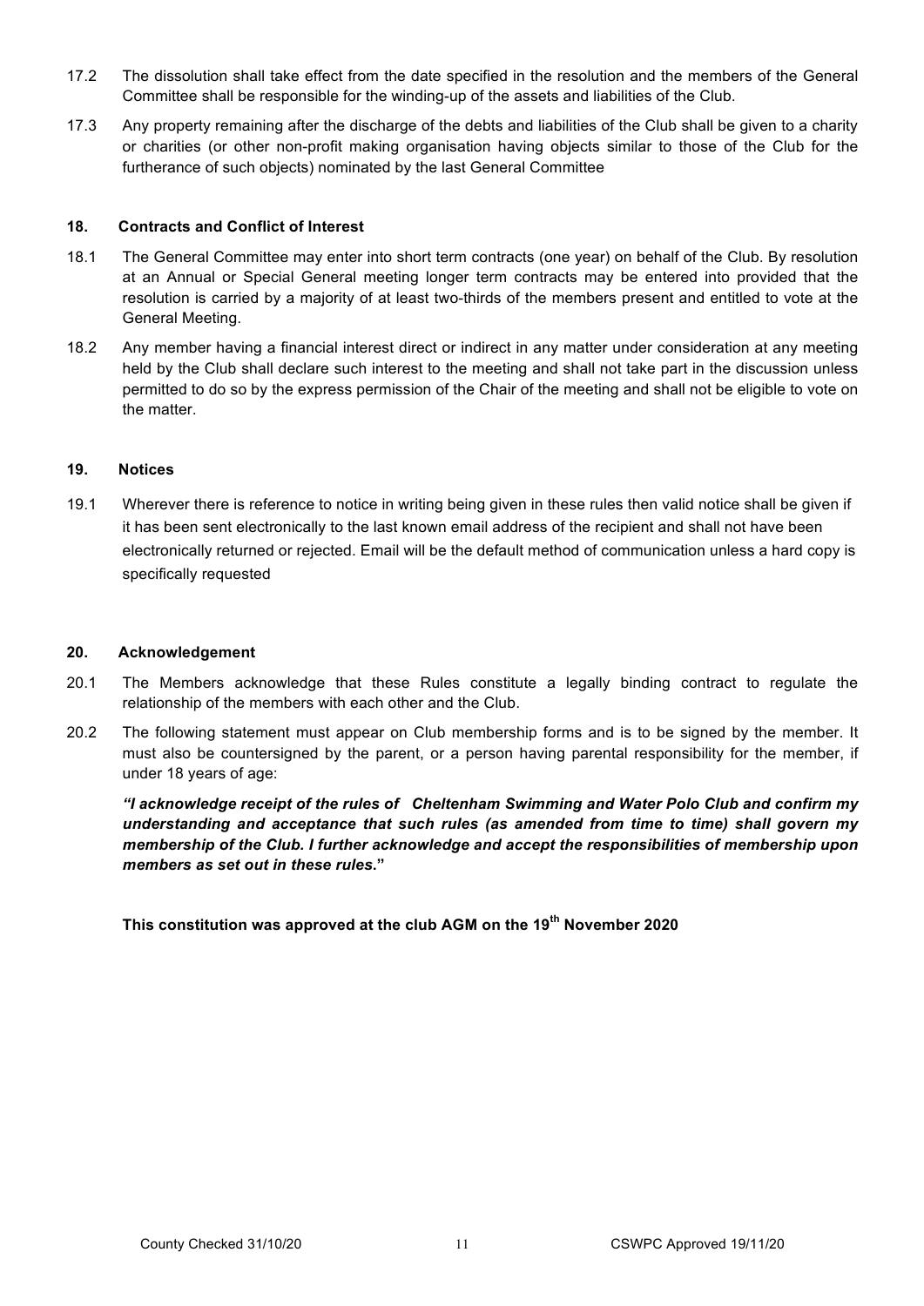17.2 The dissolution shall take effect from the date specified in the resolution and the members of the General Committee shall be responsible for the winding-up of the assets and liabilities of the Club.

17.3 Any property remaining after the discharge of the debts and liabilities of the Club shall be given to a charity or charities (or other non-profit making organisation having objects similar to those of the Club for the furtherance of such objects) nominated by the last General Committee

**18. Contracts and Conflict of Interest**

18.1 The General Committee may enter into short term contracts (one year) on behalf of the Club. By resolution at an Annual or Special General meeting longer term contracts may be entered into provided that the resolution is carried by a majority of at least two-thirds of the members present and entitled to vote at the General Meeting.

18.2 Any member having a financial interest direct or indirect in any matter under consideration at any meeting held by the Club shall declare such interest to the meeting and shall not take part in the discussion unless permitted to do so by the express permission of the Chair of the meeting and shall not be eligible to vote on the matter.

**19. Notices**

19.1 Wherever there is reference to notice in writing being given in these rules then valid notice shall be given if it has been sent electronically to the last known email address of the recipient and shall not have been electronically returned or rejected. Email will be the default method of communication unless a hard copy is specifically requested

**20. Acknowledgement**

20.1 The Members acknowledge that these Rules constitute a legally binding contract to regulate the relationship of the members with each other and the Club.

20.2 The following statement must appear on Club membership forms and is to be signed by the member. It must also be countersigned by the parent, or a person having parental responsibility for the member, if under 18 years of age:

***"I acknowledge receipt of the rules of Cheltenham Swimming and Water Polo Club and confirm my understanding and acceptance that such rules (as amended from time to time) shall govern my membership of the Club. I further acknowledge and accept the responsibilities of membership upon members as set out in these rules."***

**This constitution was approved at the club AGM on the 19th November 2020**

County Checked 31/10/20 CSWPC Approved 19/11/20